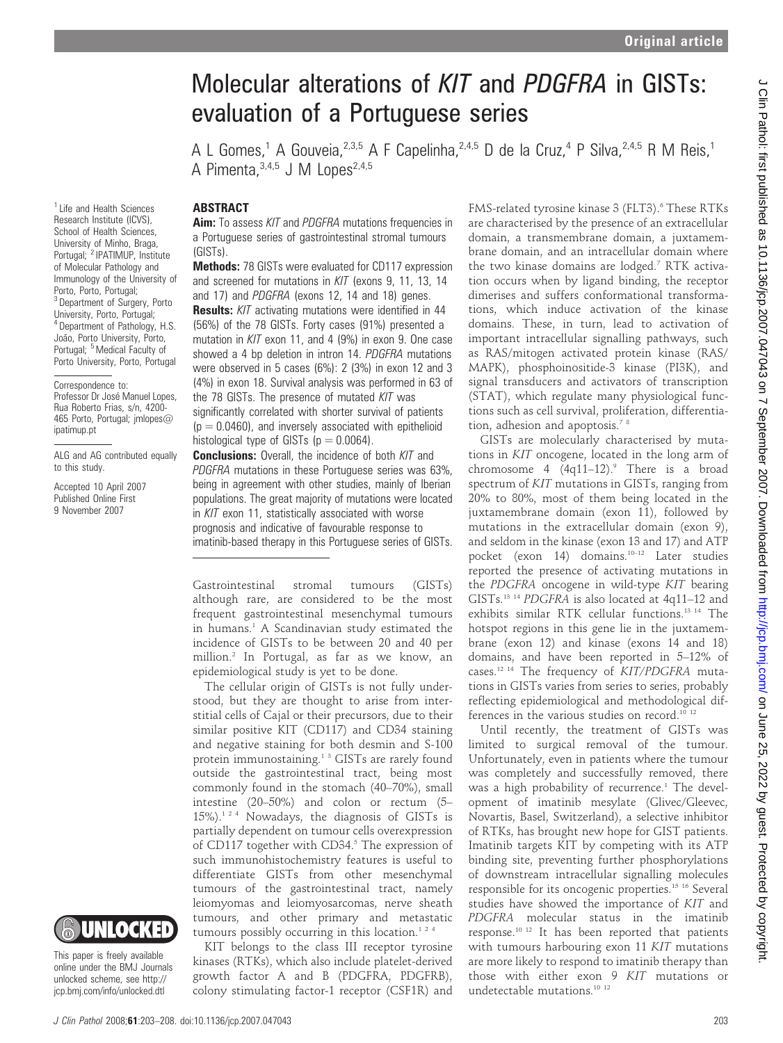# Molecular alterations of *KIT* and *PDGFRA* in GISTs: evaluation of a Portuguese series

A L Gomes,[1] A Gouveia,[2,3,5] A F Capelinha,[2,4,5] D de la Cruz,[4] P Silva,[2,4,5] R M Reis,[1] A Pimenta,[3,4,5] J M Lopes[2,4,5]

[1] Life and Health Sciences Research Institute (ICVS), School of Health Sciences, University of Minho, Braga, Portugal; [2] IPATIMUP, Institute of Molecular Pathology and Immunology of the University of Porto, Porto, Portugal; [3] Department of Surgery, Porto University, Porto, Portugal; [4] Department of Pathology, H.S. João, Porto University, Porto, Portugal; [5] Medical Faculty of Porto University, Porto, Portugal

Correspondence to: Professor Dr José Manuel Lopes, Rua Roberto Frias, s/n, 4200-465 Porto, Portugal; jmlopes@ipatimup.pt

ALG and AG contributed equally to this study.

Accepted 10 April 2007
Published Online First 9 November 2007

This paper is freely available online under the BMJ Journals unlocked scheme, see http://jcp.bmj.com/info/unlocked.dtl

## ABSTRACT

**Aim:** To assess *KIT* and *PDGFRA* mutations frequencies in a Portuguese series of gastrointestinal stromal tumours (GISTs).

**Methods:** 78 GISTs were evaluated for CD117 expression and screened for mutations in *KIT* (exons 9, 11, 13, 14 and 17) and *PDGFRA* (exons 12, 14 and 18) genes.

**Results:** *KIT* activating mutations were identified in 44 (56%) of the 78 GISTs. Forty cases (91%) presented a mutation in *KIT* exon 11, and 4 (9%) in exon 9. One case showed a 4 bp deletion in intron 14. *PDGFRA* mutations were observed in 5 cases (6%): 2 (3%) in exon 12 and 3 (4%) in exon 18. Survival analysis was performed in 63 of the 78 GISTs. The presence of mutated *KIT* was significantly correlated with shorter survival of patients ($p = 0.0460$), and inversely associated with epithelioid histological type of GISTs ($p = 0.0064$).

**Conclusions:** Overall, the incidence of both *KIT* and *PDGFRA* mutations in these Portuguese series was 63%, being in agreement with other studies, mainly of Iberian populations. The great majority of mutations were located in *KIT* exon 11, statistically associated with worse prognosis and indicative of favourable response to imatinib-based therapy in this Portuguese series of GISTs.

Gastrointestinal stromal tumours (GISTs) although rare, are considered to be the most frequent gastrointestinal mesenchymal tumours in humans.[1] A Scandinavian study estimated the incidence of GISTs to be between 20 and 40 per million.[2] In Portugal, as far as we know, an epidemiological study is yet to be done.

The cellular origin of GISTs is not fully understood, but they are thought to arise from interstitial cells of Cajal or their precursors, due to their similar positive KIT (CD117) and CD34 staining and negative staining for both desmin and S-100 protein immunostaining.[1,3] GISTs are rarely found outside the gastrointestinal tract, being most commonly found in the stomach (40–70%), small intestine (20–50%) and colon or rectum (5–15%).[1,2,4] Nowadays, the diagnosis of GISTs is partially dependent on tumour cells overexpression of CD117 together with CD34.[5] The expression of such immunohistochemistry features is useful to differentiate GISTs from other mesenchymal tumours of the gastrointestinal tract, namely leiomyomas and leiomyosarcomas, nerve sheath tumours, and other primary and metastatic tumours possibly occurring in this location.[1,2,4]

KIT belongs to the class III receptor tyrosine kinases (RTKs), which also include platelet-derived growth factor A and B (PDGFRA, PDGFRB), colony stimulating factor-1 receptor (CSF1R) and FMS-related tyrosine kinase 3 (FLT3).[6] These RTKs are characterised by the presence of an extracellular domain, a transmembrane domain, a juxtamembrane domain, and an intracellular domain where the two kinase domains are lodged.[7] RTK activation occurs when by ligand binding, the receptor dimerises and suffers conformational transformations, which induce activation of the kinase domains. These, in turn, lead to activation of important intracellular signalling pathways, such as RAS/mitogen activated protein kinase (RAS/MAPK), phosphoinositide-3 kinase (PI3K), and signal transducers and activators of transcription (STAT), which regulate many physiological functions such as cell survival, proliferation, differentiation, adhesion and apoptosis.[7,8]

GISTs are molecularly characterised by mutations in *KIT* oncogene, located in the long arm of chromosome 4 (4q11–12).[9] There is a broad spectrum of *KIT* mutations in GISTs, ranging from 20% to 80%, most of them being located in the juxtamembrane domain (exon 11), followed by mutations in the extracellular domain (exon 9), and seldom in the kinase (exon 13 and 17) and ATP pocket (exon 14) domains.[10–12] Later studies reported the presence of activating mutations in the *PDGFRA* oncogene in wild-type *KIT* bearing GISTs.[13,14] *PDGFRA* is also located at 4q11–12 and exhibits similar RTK cellular functions.[13,14] The hotspot regions in this gene lie in the juxtamembrane (exon 12) and kinase (exons 14 and 18) domains, and have been reported in 5–12% of cases.[12,14] The frequency of *KIT/PDGFRA* mutations in GISTs varies from series to series, probably reflecting epidemiological and methodological differences in the various studies on record.[10,12]

Until recently, the treatment of GISTs was limited to surgical removal of the tumour. Unfortunately, even in patients where the tumour was completely and successfully removed, there was a high probability of recurrence.[1] The development of imatinib mesylate (Glivec/Gleevec, Novartis, Basel, Switzerland), a selective inhibitor of RTKs, has brought new hope for GIST patients. Imatinib targets KIT by competing with its ATP binding site, preventing further phosphorylations of downstream intracellular signalling molecules responsible for its oncogenic properties.[15,16] Several studies have showed the importance of *KIT* and *PDGFRA* molecular status in the imatinib response.[10,12] It has been reported that patients with tumours harbouring exon 11 *KIT* mutations are more likely to respond to imatinib therapy than those with either exon 9 *KIT* mutations or undetectable mutations.[10,12]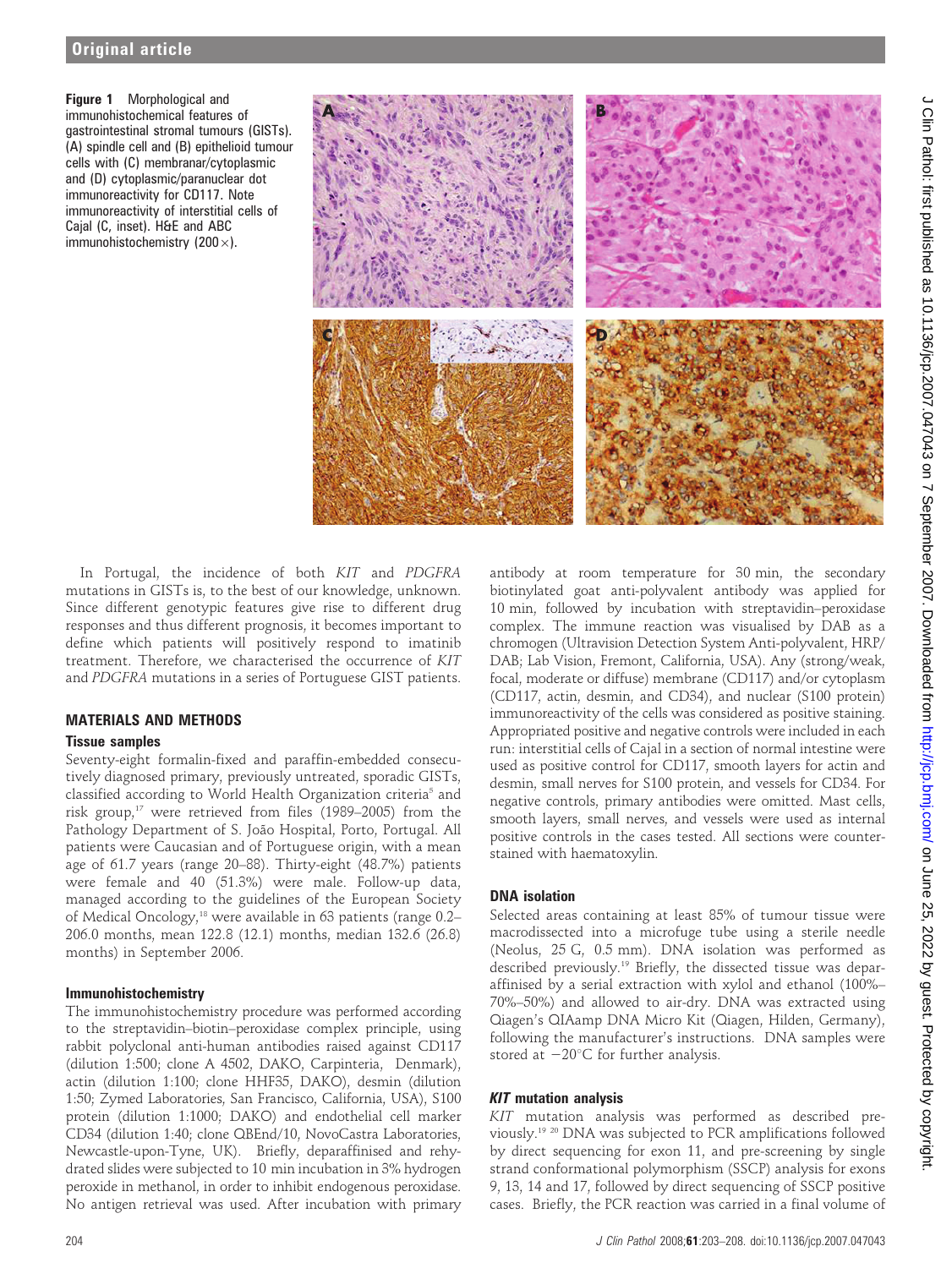**Figure 1** Morphological and immunohistochemical features of gastrointestinal stromal tumours (GISTs). (A) spindle cell and (B) epithelioid tumour cells with (C) membranar/cytoplasmic and (D) cytoplasmic/paranuclear dot immunoreactivity for CD117. Note immunoreactivity of interstitial cells of Cajal (C, inset). H&E and ABC immunohistochemistry (200×).

In Portugal, the incidence of both *KIT* and *PDGFRA* mutations in GISTs is, to the best of our knowledge, unknown. Since different genotypic features give rise to different drug responses and thus different prognosis, it becomes important to define which patients will positively respond to imatinib treatment. Therefore, we characterised the occurrence of *KIT* and *PDGFRA* mutations in a series of Portuguese GIST patients.

## MATERIALS AND METHODS

### Tissue samples

Seventy-eight formalin-fixed and paraffin-embedded consecutively diagnosed primary, previously untreated, sporadic GISTs, classified according to World Health Organization criteria[5] and risk group,[17] were retrieved from files (1989–2005) from the Pathology Department of S. João Hospital, Porto, Portugal. All patients were Caucasian and of Portuguese origin, with a mean age of 61.7 years (range 20–88). Thirty-eight (48.7%) patients were female and 40 (51.3%) were male. Follow-up data, managed according to the guidelines of the European Society of Medical Oncology,[18] were available in 63 patients (range 0.2–206.0 months, mean 122.8 (12.1) months, median 132.6 (26.8) months) in September 2006.

### Immunohistochemistry

The immunohistochemistry procedure was performed according to the streptavidin–biotin–peroxidase complex principle, using rabbit polyclonal anti-human antibodies raised against CD117 (dilution 1:500; clone A 4502, DAKO, Carpinteria, Denmark), actin (dilution 1:100; clone HHF35, DAKO), desmin (dilution 1:50; Zymed Laboratories, San Francisco, California, USA), S100 protein (dilution 1:1000; DAKO) and endothelial cell marker CD34 (dilution 1:40; clone QBEnd/10, NovoCastra Laboratories, Newcastle-upon-Tyne, UK). Briefly, deparaffinised and rehydrated slides were subjected to 10 min incubation in 3% hydrogen peroxide in methanol, in order to inhibit endogenous peroxidase. No antigen retrieval was used. After incubation with primary antibody at room temperature for 30 min, the secondary biotinylated goat anti-polyvalent antibody was applied for 10 min, followed by incubation with streptavidin–peroxidase complex. The immune reaction was visualised by DAB as a chromogen (Ultravision Detection System Anti-polyvalent, HRP/DAB; Lab Vision, Fremont, California, USA). Any (strong/weak, focal, moderate or diffuse) membrane (CD117) and/or cytoplasm (CD117, actin, desmin, and CD34), and nuclear (S100 protein) immunoreactivity of the cells was considered as positive staining. Appropriated positive and negative controls were included in each run: interstitial cells of Cajal in a section of normal intestine were used as positive control for CD117, smooth layers for actin and desmin, small nerves for S100 protein, and vessels for CD34. For negative controls, primary antibodies were omitted. Mast cells, smooth layers, small nerves, and vessels were used as internal positive controls in the cases tested. All sections were counterstained with haematoxylin.

### DNA isolation

Selected areas containing at least 85% of tumour tissue were macrodissected into a microfuge tube using a sterile needle (Neolus, 25 G, 0.5 mm). DNA isolation was performed as described previously.[19] Briefly, the dissected tissue was deparaffinised by a serial extraction with xylol and ethanol (100%–70%–50%) and allowed to air-dry. DNA was extracted using Qiagen's QIAamp DNA Micro Kit (Qiagen, Hilden, Germany), following the manufacturer's instructions. DNA samples were stored at −20°C for further analysis.

### *KIT* mutation analysis

*KIT* mutation analysis was performed as described previously.[19 20] DNA was subjected to PCR amplifications followed by direct sequencing for exon 11, and pre-screening by single strand conformational polymorphism (SSCP) analysis for exons 9, 13, 14 and 17, followed by direct sequencing of SSCP positive cases. Briefly, the PCR reaction was carried in a final volume of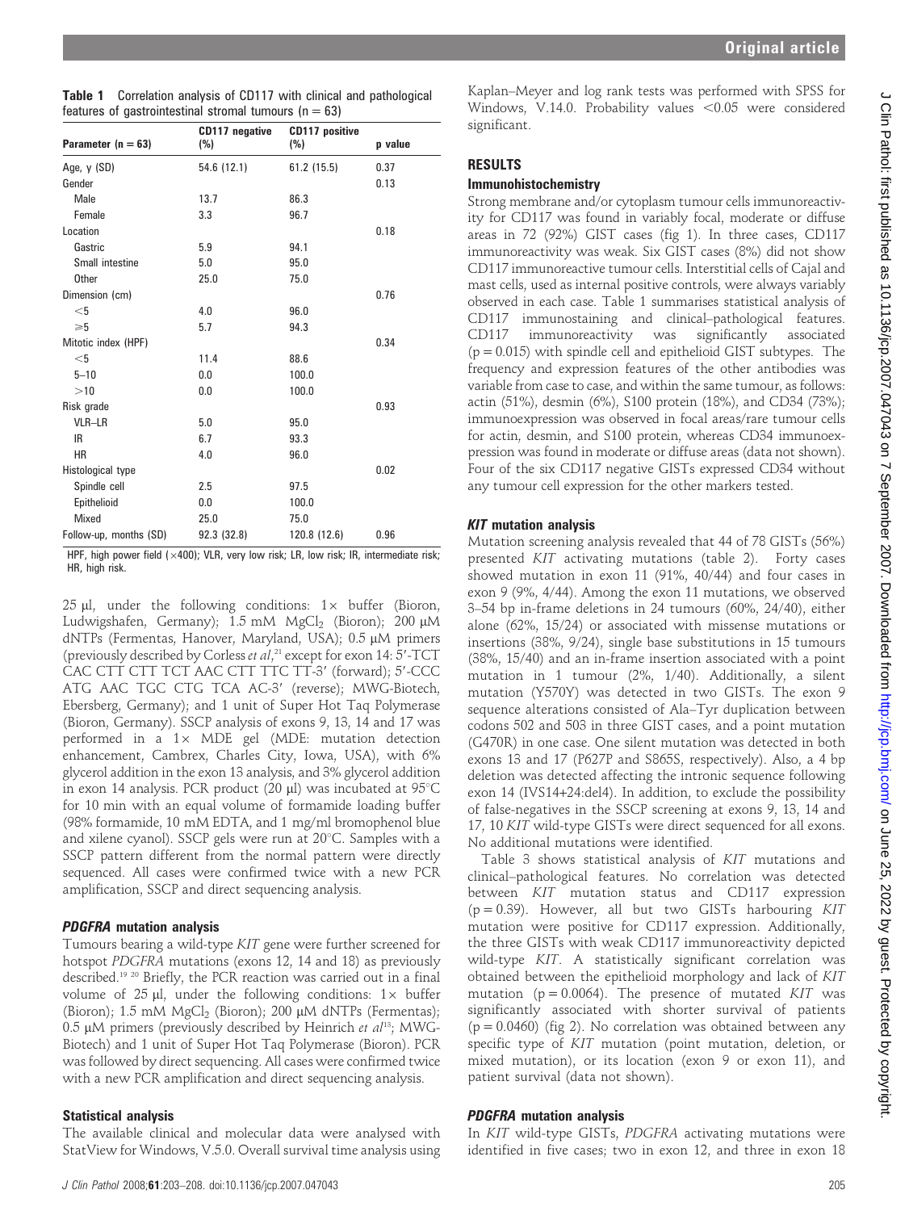**Table 1** Correlation analysis of CD117 with clinical and pathological features of gastrointestinal stromal tumours (n = 63)

| Parameter (n = 63) | CD117 negative (%) | CD117 positive (%) | p value |
|---|---|---|---|
| Age, y (SD) | 54.6 (12.1) | 61.2 (15.5) | 0.37 |
| Gender | | | 0.13 |
| Male | 13.7 | 86.3 | |
| Female | 3.3 | 96.7 | |
| Location | | | 0.18 |
| Gastric | 5.9 | 94.1 | |
| Small intestine | 5.0 | 95.0 | |
| Other | 25.0 | 75.0 | |
| Dimension (cm) | | | 0.76 |
| <5 | 4.0 | 96.0 | |
| ≥5 | 5.7 | 94.3 | |
| Mitotic index (HPF) | | | 0.34 |
| <5 | 11.4 | 88.6 | |
| 5–10 | 0.0 | 100.0 | |
| >10 | 0.0 | 100.0 | |
| Risk grade | | | 0.93 |
| VLR–LR | 5.0 | 95.0 | |
| IR | 6.7 | 93.3 | |
| HR | 4.0 | 96.0 | |
| Histological type | | | 0.02 |
| Spindle cell | 2.5 | 97.5 | |
| Epithelioid | 0.0 | 100.0 | |
| Mixed | 25.0 | 75.0 | |
| Follow-up, months (SD) | 92.3 (32.8) | 120.8 (12.6) | 0.96 |

HPF, high power field (×400); VLR, very low risk; LR, low risk; IR, intermediate risk; HR, high risk.

25 µl, under the following conditions: 1× buffer (Bioron, Ludwigshafen, Germany); 1.5 mM $MgCl_2$ (Bioron); 200 µM dNTPs (Fermentas, Hanover, Maryland, USA); 0.5 µM primers (previously described by Corless *et al*,[21] except for exon 14: 5′-TCT CAC CTT CTT TCT AAC CTT TTC TT-3′ (forward); 5′-CCC ATG AAC TGC CTG TCA AC-3′ (reverse); MWG-Biotech, Ebersberg, Germany); and 1 unit of Super Hot Taq Polymerase (Bioron, Germany). SSCP analysis of exons 9, 13, 14 and 17 was performed in a 1× MDE gel (MDE: mutation detection enhancement, Cambrex, Charles City, Iowa, USA), with 6% glycerol addition in the exon 13 analysis, and 3% glycerol addition in exon 14 analysis. PCR product (20 µl) was incubated at 95°C for 10 min with an equal volume of formamide loading buffer (98% formamide, 10 mM EDTA, and 1 mg/ml bromophenol blue and xilene cyanol). SSCP gels were run at 20°C. Samples with a SSCP pattern different from the normal pattern were directly sequenced. All cases were confirmed twice with a new PCR amplification, SSCP and direct sequencing analysis.

### *PDGFRA* mutation analysis

Tumours bearing a wild-type *KIT* gene were further screened for hotspot *PDGFRA* mutations (exons 12, 14 and 18) as previously described.[19 20] Briefly, the PCR reaction was carried out in a final volume of 25 µl, under the following conditions: 1× buffer (Bioron); 1.5 mM $MgCl_2$ (Bioron); 200 µM dNTPs (Fermentas); 0.5 µM primers (previously described by Heinrich *et al*[13]; MWG-Biotech) and 1 unit of Super Hot Taq Polymerase (Bioron). PCR was followed by direct sequencing. All cases were confirmed twice with a new PCR amplification and direct sequencing analysis.

### Statistical analysis

The available clinical and molecular data were analysed with StatView for Windows, V.5.0. Overall survival time analysis using Kaplan–Meyer and log rank tests was performed with SPSS for Windows, V.14.0. Probability values <0.05 were considered significant.

## RESULTS

### Immunohistochemistry

Strong membrane and/or cytoplasm tumour cells immunoreactivity for CD117 was found in variably focal, moderate or diffuse areas in 72 (92%) GIST cases (fig 1). In three cases, CD117 immunoreactivity was weak. Six GIST cases (8%) did not show CD117 immunoreactive tumour cells. Interstitial cells of Cajal and mast cells, used as internal positive controls, were always variably observed in each case. Table 1 summarises statistical analysis of CD117 immunostaining and clinical–pathological features. CD117 immunoreactivity was significantly associated (p = 0.015) with spindle cell and epithelioid GIST subtypes. The frequency and expression features of the other antibodies was variable from case to case, and within the same tumour, as follows: actin (51%), desmin (6%), S100 protein (18%), and CD34 (73%); immunoexpression was observed in focal areas/rare tumour cells for actin, desmin, and S100 protein, whereas CD34 immunoexpression was found in moderate or diffuse areas (data not shown). Four of the six CD117 negative GISTs expressed CD34 without any tumour cell expression for the other markers tested.

### *KIT* mutation analysis

Mutation screening analysis revealed that 44 of 78 GISTs (56%) presented *KIT* activating mutations (table 2). Forty cases showed mutation in exon 11 (91%, 40/44) and four cases in exon 9 (9%, 4/44). Among the exon 11 mutations, we observed 3–54 bp in-frame deletions in 24 tumours (60%, 24/40), either alone (62%, 15/24) or associated with missense mutations or insertions (38%, 9/24), single base substitutions in 15 tumours (38%, 15/40) and an in-frame insertion associated with a point mutation in 1 tumour (2%, 1/40). Additionally, a silent mutation (Y570Y) was detected in two GISTs. The exon 9 sequence alterations consisted of Ala–Tyr duplication between codons 502 and 503 in three GIST cases, and a point mutation (G470R) in one case. One silent mutation was detected in both exons 13 and 17 (P627P and S865S, respectively). Also, a 4 bp deletion was detected affecting the intronic sequence following exon 14 (IVS14+24:del4). In addition, to exclude the possibility of false-negatives in the SSCP screening at exons 9, 13, 14 and 17, 10 *KIT* wild-type GISTs were direct sequenced for all exons. No additional mutations were identified.

Table 3 shows statistical analysis of *KIT* mutations and clinical–pathological features. No correlation was detected between *KIT* mutation status and CD117 expression (p = 0.39). However, all but two GISTs harbouring *KIT* mutation were positive for CD117 expression. Additionally, the three GISTs with weak CD117 immunoreactivity depicted wild-type *KIT*. A statistically significant correlation was obtained between the epithelioid morphology and lack of *KIT* mutation (p = 0.0064). The presence of mutated *KIT* was significantly associated with shorter survival of patients (p = 0.0460) (fig 2). No correlation was obtained between any specific type of *KIT* mutation (point mutation, deletion, or mixed mutation), or its location (exon 9 or exon 11), and patient survival (data not shown).

### *PDGFRA* mutation analysis

In *KIT* wild-type GISTs, *PDGFRA* activating mutations were identified in five cases; two in exon 12, and three in exon 18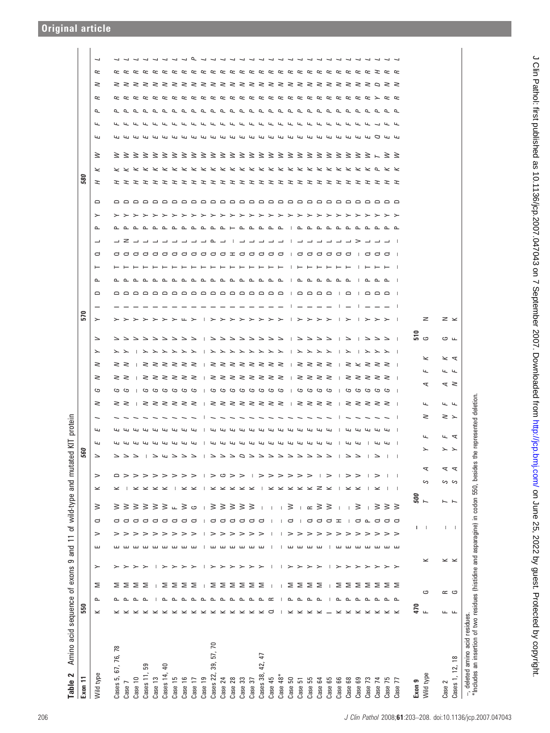**Table 2** Amino acid sequence of exons 9 and 11 of wild-type and mutated KIT protein

| Exon 11 | 550 … 560 … 570 … 580 … |
|---|---|
| Wild type | K P M Y E V Q W K V V E E I N G N N Y V Y I D P T Q L P Y D H K W E F P R N R L |
| Cases 5, 67, 76, 78 | K P M Y E V Q W K D V E E I N G N N Y V Y I D P T Q L P Y D H K W E F P R N R L |
| Case 7 | K P M Y E V Q W – V V E E I N G N N Y V Y I D P T Q N P Y D H K W E F P R N R L |
| Case 10 | K P M Y E V Q W K V V E E I – – – – Y V Y I D P T Q L P Y D H K W E F P R N R L |
| Cases 11, 59 | K P M Y E V Q W K V – E E I N G N N Y V Y I D P T Q L P Y D H K W E F P R N R L |
| Case 13 | K – – – E V Q W K V V E E I N G N N Y V Y I D P T Q L P Y D H K W E F P R N R L |
| Cases 14, 40 | K P M Y E V Q W K V E E E I N G N N Y V Y I D P T Q L P Y D H K W E F P R N R L |
| Case 15 | K P M Y E V Q F – V V E E I N G N N Y V Y I D P T Q L P Y D H K W E F P R N R L |
| Case 16 | K P M Y E V Q W K V V E E I N G N N Y V F I D P T Q L P Y D H K W E F P R N R L |
| Case 17 | K P M Y E V Q G – V V E E I N G N N Y V Y I D P T Q L P Y D H K W E F P R N R P |
| Case 19 | K P – – – – – – – – – E E I N G N N Y V Y I D P T Q L P Y D H K W E F P R N R L |
| Cases 22, 39, 57, 70 | K P M Y E V Q W K V V E E I N G N N Y V Y I D P T Q P P Y D H K W E F P R N R L |
| Case 24 | K P M Y E V Q W K G V E E I N G N N Y V Y I D P T Q L P Y D H K W E F P R N R L |
| Case 28 | K P M Y E V Q W K V V E E I N G N N Y V Y I D P T H L P Y D H K W E F P R N R L |
| Case 33 | K P M Y E V Q W K V D E E I N G N N Y V Y I D P T Q L T Y D H K W E F P R N R L |
| Case 37 | K P M Y E V Q W K – V E E I N G N N Y V Y I D P T Q L P Y D H K W E F P R N R L |
| Cases 38, 42, 47 | K P M Y E V Q – – V V E E I N G N N Y V Y I D P T Q L P Y D H K W E F P R N R L |
| Case 45 | Q R – – – – – – K V V E E I N G N N Y V Y I D P T Q L P Y D H K W E F P R N R L |
| Case 48* | – – – – – – – – K V V E E I N G N N Y V Y I D P T Q L P Y D H K W E F P R N R L |
| Case 50 | K P M Y E V Q W K V V E E I N G N N Y V Y I D P T Q L P Y D H K W E F P R N R L |
| Case 51 | K P M Y E V – – – – V E E I N G N N Y V Y I D P T Q L P Y D H K W E F P R N R L |
| Case 55 | K P M Y E V Q R – V V E E I N G N N Y V Y I D P T Q L P Y D H K W E F P R N R L |
| Case 64 | K P M Y E V Q W N – V E E I N G N N Y V Y I D P T Q L P Y D H K W E F P R N R L |
| Case 65 | I – – – – V Q W K V V E E I N G N N Y V Y I D P T Q L P Y D H K W E F P R N R L |
| Case 66 | K P M Y E V H – – – – – – – – – N N Y V Y I D P T Q L P Y D H K W E F P R N R L |
| Case 68 | K P M Y E V – – K V V E E I N G N N Y V Y I D P T Q L P Y D H K W E F P R N R L |
| Case 69 | K P M Y E V Q W K V V E E I N G K N – – – – – – – – V P Y D H K W E F P R N R L |
| Case 73 | K P M Y E V P – – – – E E I N G N N Y V Y I D P T Q L P Y D H K W E F P R N R L |
| Case 74 | K P M Y E V Q W K V V E E I N G N N Y V Y I D P T Q L P Y D H P T Q L P Y D H L |
| Case 75 | K P M Y E V Q W – – – E E I N G N N Y V Y I D P T Q L P Y D H K W E F P R N R L |
| Case 77 | K P M Y E V Q W – – – – – – – – – – – – – – – – – – – – P Y D H K W E F P R N R L |

| Exon 9 | 470 … 500 … 510 |
|---|---|
| Wild type | F G K – T S A Y F N A F K G N |
| Case 2 | F R K – T S A Y F N A F K G N |
| Cases 1, 12, 18 | F G K – T S A Y A Y F N A F K |

–, deleted amino acid residues.
*Includes an insertion of two residues (histidine and asparagine) in codon 550, besides the represented deletion.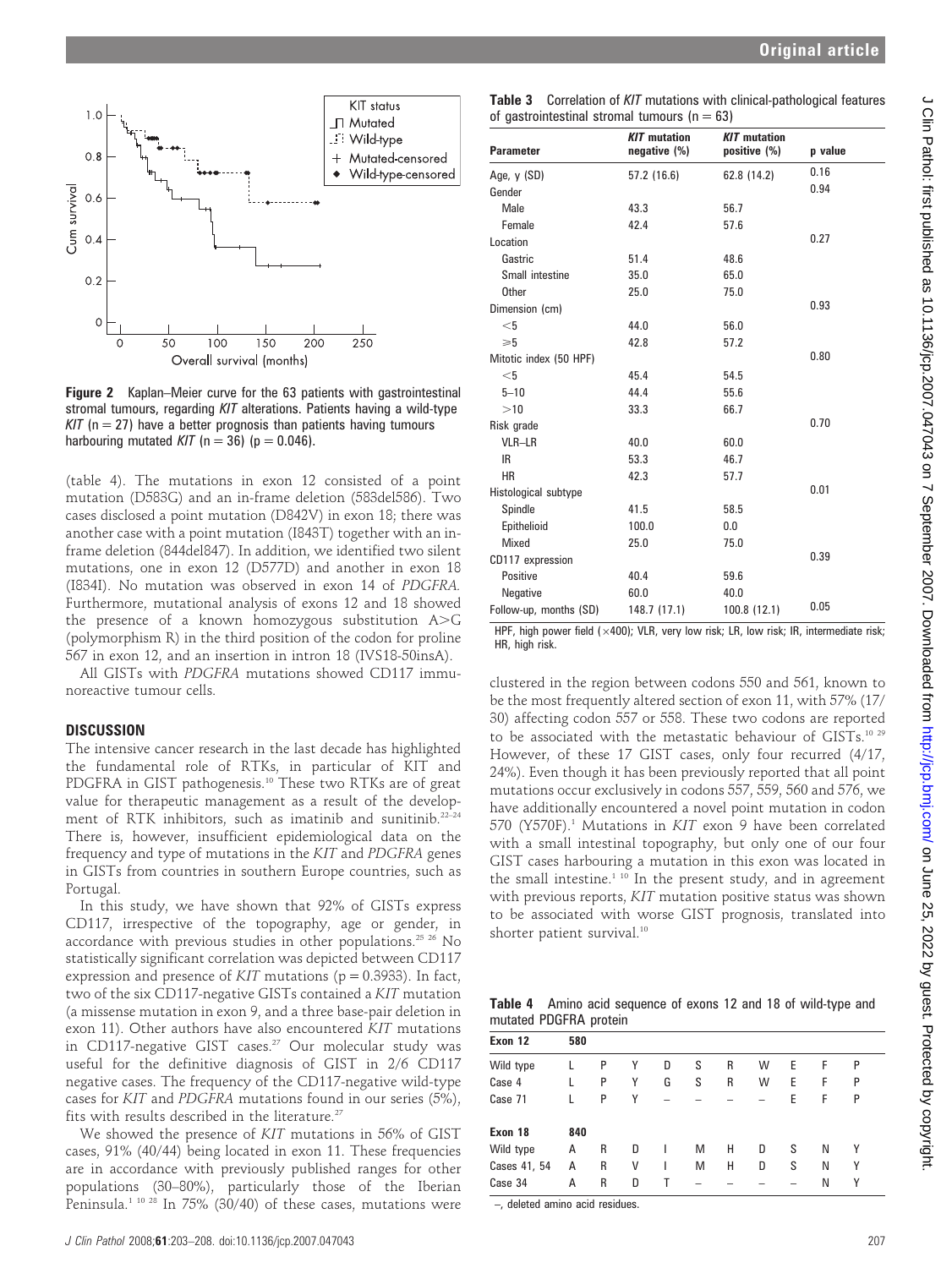Figure 2 Kaplan–Meier curve for the 63 patients with gastrointestinal stromal tumours, regarding *KIT* alterations. Patients having a wild-type *KIT* (n = 27) have a better prognosis than patients having tumours harbouring mutated *KIT* (n = 36) (p = 0.046).

(table 4). The mutations in exon 12 consisted of a point mutation (D583G) and an in-frame deletion (583del586). Two cases disclosed a point mutation (D842V) in exon 18; there was another case with a point mutation (I843T) together with an in-frame deletion (844del847). In addition, we identified two silent mutations, one in exon 12 (D577D) and another in exon 18 (I834I). No mutation was observed in exon 14 of *PDGFRA*. Furthermore, mutational analysis of exons 12 and 18 showed the presence of a known homozygous substitution A>G (polymorphism R) in the third position of the codon for proline 567 in exon 12, and an insertion in intron 18 (IVS18-50insA).

All GISTs with *PDGFRA* mutations showed CD117 immunoreactive tumour cells.

## DISCUSSION

The intensive cancer research in the last decade has highlighted the fundamental role of RTKs, in particular of KIT and PDGFRA in GIST pathogenesis.[10] These two RTKs are of great value for therapeutic management as a result of the development of RTK inhibitors, such as imatinib and sunitinib.[22–24] There is, however, insufficient epidemiological data on the frequency and type of mutations in the *KIT* and *PDGFRA* genes in GISTs from countries in southern Europe countries, such as Portugal.

In this study, we have shown that 92% of GISTs express CD117, irrespective of the topography, age or gender, in accordance with previous studies in other populations.[25 26] No statistically significant correlation was depicted between CD117 expression and presence of *KIT* mutations (p = 0.3933). In fact, two of the six CD117-negative GISTs contained a *KIT* mutation (a missense mutation in exon 9, and a three base-pair deletion in exon 11). Other authors have also encountered *KIT* mutations in CD117-negative GIST cases.[27] Our molecular study was useful for the definitive diagnosis of GIST in 2/6 CD117 negative cases. The frequency of the CD117-negative wild-type cases for *KIT* and *PDGFRA* mutations found in our series (5%), fits with results described in the literature.[27]

We showed the presence of *KIT* mutations in 56% of GIST cases, 91% (40/44) being located in exon 11. These frequencies are in accordance with previously published ranges for other populations (30–80%), particularly those of the Iberian Peninsula.[1 10 28] In 75% (30/40) of these cases, mutations were clustered in the region between codons 550 and 561, known to be the most frequently altered section of exon 11, with 57% (17/30) affecting codon 557 or 558. These two codons are reported to be associated with the metastatic behaviour of GISTs.[10 29] However, of these 17 GIST cases, only four recurred (4/17, 24%). Even though it has been previously reported that all point mutations occur exclusively in codons 557, 559, 560 and 576, we have additionally encountered a novel point mutation in codon 570 (Y570F).[1] Mutations in *KIT* exon 9 have been correlated with a small intestinal topography, but only one of our four GIST cases harbouring a mutation in this exon was located in the small intestine.[1 10] In the present study, and in agreement with previous reports, *KIT* mutation positive status was shown to be associated with worse GIST prognosis, translated into shorter patient survival.[10]

**Table 3** Correlation of *KIT* mutations with clinical-pathological features of gastrointestinal stromal tumours (n = 63)

| Parameter | *KIT* mutation negative (%) | *KIT* mutation positive (%) | p value |
|---|---|---|---|
| Age, y (SD) | 57.2 (16.6) | 62.8 (14.2) | 0.16 |
| Gender | | | 0.94 |
| Male | 43.3 | 56.7 | |
| Female | 42.4 | 57.6 | |
| Location | | | 0.27 |
| Gastric | 51.4 | 48.6 | |
| Small intestine | 35.0 | 65.0 | |
| Other | 25.0 | 75.0 | |
| Dimension (cm) | | | 0.93 |
| <5 | 44.0 | 56.0 | |
| ⩾5 | 42.8 | 57.2 | |
| Mitotic index (50 HPF) | | | 0.80 |
| <5 | 45.4 | 54.5 | |
| 5–10 | 44.4 | 55.6 | |
| >10 | 33.3 | 66.7 | |
| Risk grade | | | 0.70 |
| VLR–LR | 40.0 | 60.0 | |
| IR | 53.3 | 46.7 | |
| HR | 42.3 | 57.7 | |
| Histological subtype | | | 0.01 |
| Spindle | 41.5 | 58.5 | |
| Epithelioid | 100.0 | 0.0 | |
| Mixed | 25.0 | 75.0 | |
| CD117 expression | | | 0.39 |
| Positive | 40.4 | 59.6 | |
| Negative | 60.0 | 40.0 | |
| Follow-up, months (SD) | 148.7 (17.1) | 100.8 (12.1) | 0.05 |

HPF, high power field (×400); VLR, very low risk; LR, low risk; IR, intermediate risk; HR, high risk.

**Table 4** Amino acid sequence of exons 12 and 18 of wild-type and mutated PDGFRA protein

| Exon 12 | 580 | | | | | | | | | |
|---|---|---|---|---|---|---|---|---|---|---|
| Wild type | L | P | Y | D | S | R | W | E | F | P |
| Case 4 | L | P | Y | G | S | R | W | E | F | P |
| Case 71 | L | P | Y | – | – | – | – | E | F | P |
| **Exon 18** | **840** | | | | | | | | | |
| Wild type | A | R | D | I | M | H | D | S | N | Y |
| Cases 41, 54 | A | R | V | I | M | H | D | S | N | Y |
| Case 34 | A | R | D | T | – | – | – | – | N | Y |

–, deleted amino acid residues.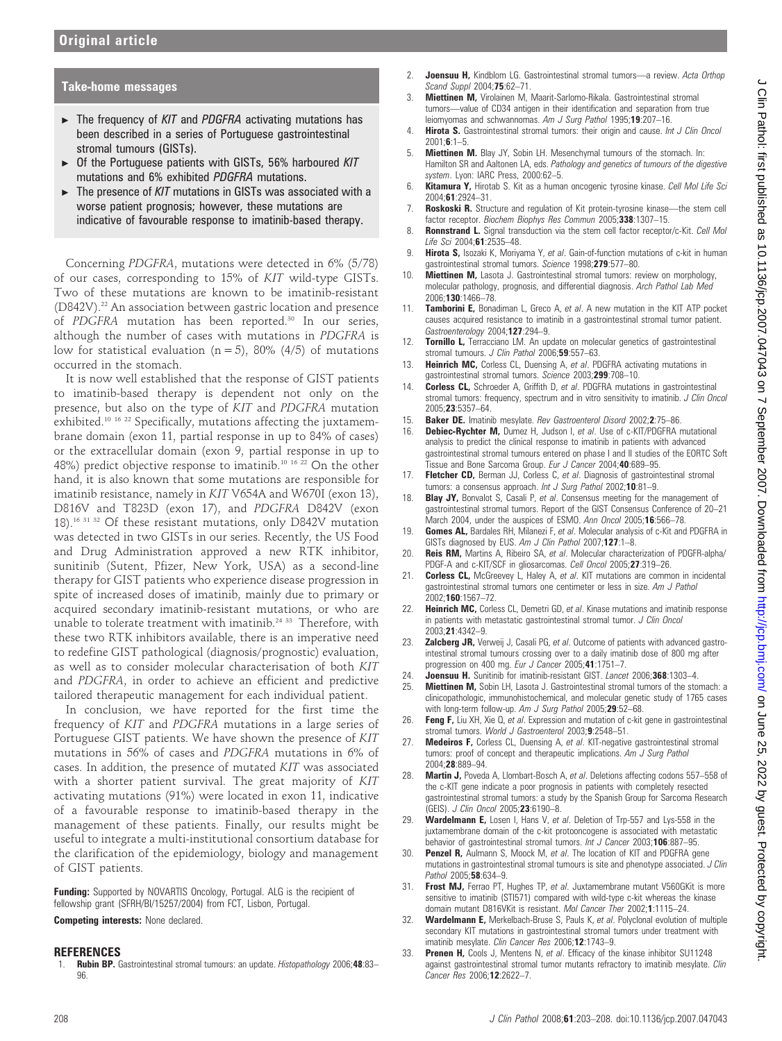## Take-home messages

- The frequency of *KIT* and *PDGFRA* activating mutations has been described in a series of Portuguese gastrointestinal stromal tumours (GISTs).
- Of the Portuguese patients with GISTs, 56% harboured *KIT* mutations and 6% exhibited *PDGFRA* mutations.
- The presence of *KIT* mutations in GISTs was associated with a worse patient prognosis; however, these mutations are indicative of favourable response to imatinib-based therapy.

Concerning *PDGFRA*, mutations were detected in 6% (5/78) of our cases, corresponding to 15% of *KIT* wild-type GISTs. Two of these mutations are known to be imatinib-resistant (D842V).[22] An association between gastric location and presence of *PDGFRA* mutation has been reported.[30] In our series, although the number of cases with mutations in *PDGFRA* is low for statistical evaluation (n = 5), 80% (4/5) of mutations occurred in the stomach.

It is now well established that the response of GIST patients to imatinib-based therapy is dependent not only on the presence, but also on the type of *KIT* and *PDGFRA* mutation exhibited.[10 16 22] Specifically, mutations affecting the juxtamembrane domain (exon 11, partial response in up to 84% of cases) or the extracellular domain (exon 9, partial response in up to 48%) predict objective response to imatinib.[10 16 22] On the other hand, it is also known that some mutations are responsible for imatinib resistance, namely in *KIT* V654A and W670I (exon 13), D816V and T823D (exon 17), and *PDGFRA* D842V (exon 18).[16 31 32] Of these resistant mutations, only D842V mutation was detected in two GISTs in our series. Recently, the US Food and Drug Administration approved a new RTK inhibitor, sunitinib (Sutent, Pfizer, New York, USA) as a second-line therapy for GIST patients who experience disease progression in spite of increased doses of imatinib, mainly due to primary or acquired secondary imatinib-resistant mutations, or who are unable to tolerate treatment with imatinib.[24 33] Therefore, with these two RTK inhibitors available, there is an imperative need to redefine GIST pathological (diagnosis/prognostic) evaluation, as well as to consider molecular characterisation of both *KIT* and *PDGFRA*, in order to achieve an efficient and predictive tailored therapeutic management for each individual patient.

In conclusion, we have reported for the first time the frequency of *KIT* and *PDGFRA* mutations in a large series of Portuguese GIST patients. We have shown the presence of *KIT* mutations in 56% of cases and *PDGFRA* mutations in 6% of cases. In addition, the presence of mutated *KIT* was associated with a shorter patient survival. The great majority of *KIT* activating mutations (91%) were located in exon 11, indicative of a favourable response to imatinib-based therapy in the management of these patients. Finally, our results might be useful to integrate a multi-institutional consortium database for the clarification of the epidemiology, biology and management of GIST patients.

**Funding:** Supported by NOVARTIS Oncology, Portugal. ALG is the recipient of fellowship grant (SFRH/BI/15257/2004) from FCT, Lisbon, Portugal.

**Competing interests:** None declared.

## REFERENCES

1. **Rubin BP.** Gastrointestinal stromal tumours: an update. *Histopathology* 2006;**48**:83–96.
2. **Joensuu H,** Kindblom LG. Gastrointestinal stromal tumors—a review. *Acta Orthop Scand Suppl* 2004;**75**:62–71.
3. **Miettinen M,** Virolainen M, Maarit-Sarlomo-Rikala. Gastrointestinal stromal tumors—value of CD34 antigen in their identification and separation from true leiomyomas and schwannomas. *Am J Surg Pathol* 1995;**19**:207–16.
4. **Hirota S.** Gastrointestinal stromal tumors: their origin and cause. *Int J Clin Oncol* 2001;**6**:1–5.
5. **Miettinen M.** Blay JY, Sobin LH. Mesenchymal tumours of the stomach. In: Hamilton SR and Aaltonen LA, eds. *Pathology and genetics of tumours of the digestive system*. Lyon: IARC Press, 2000:62–5.
6. **Kitamura Y,** Hirotab S. Kit as a human oncogenic tyrosine kinase. *Cell Mol Life Sci* 2004;**61**:2924–31.
7. **Roskoski R.** Structure and regulation of Kit protein-tyrosine kinase—the stem cell factor receptor. *Biochem Biophys Res Commun* 2005;**338**:1307–15.
8. **Ronnstrand L.** Signal transduction via the stem cell factor receptor/c-Kit. *Cell Mol Life Sci* 2004;**61**:2535–48.
9. **Hirota S,** Isozaki K, Moriyama Y, *et al*. Gain-of-function mutations of c-kit in human gastrointestinal stromal tumors. *Science* 1998;**279**:577–80.
10. **Miettinen M,** Lasota J. Gastrointestinal stromal tumors: review on morphology, molecular pathology, prognosis, and differential diagnosis. *Arch Pathol Lab Med* 2006;**130**:1466–78.
11. **Tamborini E,** Bonadiman L, Greco A, *et al*. A new mutation in the KIT ATP pocket causes acquired resistance to imatinib in a gastrointestinal stromal tumor patient. *Gastroenterology* 2004;**127**:294–9.
12. **Tornillo L,** Terracciano LM. An update on molecular genetics of gastrointestinal stromal tumours. *J Clin Pathol* 2006;**59**:557–63.
13. **Heinrich MC,** Corless CL, Duensing A, *et al*. PDGFRA activating mutations in gastrointestinal stromal tumors. *Science* 2003;**299**:708–10.
14. **Corless CL,** Schroeder A, Griffith D, *et al*. PDGFRA mutations in gastrointestinal stromal tumors: frequency, spectrum and in vitro sensitivity to imatinib. *J Clin Oncol* 2005;**23**:5357–64.
15. **Baker DE.** Imatinib mesylate. *Rev Gastroenterol Disord* 2002;**2**:75–86.
16. **Debiec-Rychter M,** Dumez H, Judson I, *et al*. Use of c-KIT/PDGFRA mutational analysis to predict the clinical response to imatinib in patients with advanced gastrointestinal stromal tumours entered on phase I and II studies of the EORTC Soft Tissue and Bone Sarcoma Group. *Eur J Cancer* 2004;**40**:689–95.
17. **Fletcher CD,** Berman JJ, Corless C, *et al*. Diagnosis of gastrointestinal stromal tumors: a consensus approach. *Int J Surg Pathol* 2002;**10**:81–9.
18. **Blay JY,** Bonvalot S, Casali P, *et al*. Consensus meeting for the management of gastrointestinal stromal tumors. Report of the GIST Consensus Conference of 20–21 March 2004, under the auspices of ESMO. *Ann Oncol* 2005;**16**:566–78.
19. **Gomes AL,** Bardales RH, Milanezi F, *et al*. Molecular analysis of c-Kit and PDGFRA in GISTs diagnosed by EUS. *Am J Clin Pathol* 2007;**127**:1–8.
20. **Reis RM,** Martins A, Ribeiro SA, *et al*. Molecular characterization of PDGFR-alpha/PDGF-A and c-KIT/SCF in gliosarcomas. *Cell Oncol* 2005;**27**:319–26.
21. **Corless CL,** McGreevey L, Haley A, *et al*. KIT mutations are common in incidental gastrointestinal stromal tumors one centimeter or less in size. *Am J Pathol* 2002;**160**:1567–72.
22. **Heinrich MC,** Corless CL, Demetri GD, *et al*. Kinase mutations and imatinib response in patients with metastatic gastrointestinal stromal tumor. *J Clin Oncol* 2003;**21**:4342–9.
23. **Zalcberg JR,** Verweij J, Casali PG, *et al*. Outcome of patients with advanced gastro-intestinal stromal tumours crossing over to a daily imatinib dose of 800 mg after progression on 400 mg. *Eur J Cancer* 2005;**41**:1751–7.
24. **Joensuu H.** Sunitinib for imatinib-resistant GIST. *Lancet* 2006;**368**:1303–4.
25. **Miettinen M,** Sobin LH, Lasota J. Gastrointestinal stromal tumors of the stomach: a clinicopathologic, immunohistochemical, and molecular genetic study of 1765 cases with long-term follow-up. *Am J Surg Pathol* 2005;**29**:52–68.
26. **Feng F,** Liu XH, Xie Q, *et al*. Expression and mutation of c-kit gene in gastrointestinal stromal tumors. *World J Gastroenterol* 2003;**9**:2548–51.
27. **Medeiros F,** Corless CL, Duensing A, *et al*. KIT-negative gastrointestinal stromal tumors: proof of concept and therapeutic implications. *Am J Surg Pathol* 2004;**28**:889–94.
28. **Martin J,** Poveda A, Llombart-Bosch A, *et al*. Deletions affecting codons 557–558 of the c-KIT gene indicate a poor prognosis in patients with completely resected gastrointestinal stromal tumors: a study by the Spanish Group for Sarcoma Research (GEIS). *J Clin Oncol* 2005;**23**:6190–8.
29. **Wardelmann E,** Losen I, Hans V, *et al*. Deletion of Trp-557 and Lys-558 in the juxtamembrane domain of the c-kit protooncogene is associated with metastatic behavior of gastrointestinal stromal tumors. *Int J Cancer* 2003;**106**:887–95.
30. **Penzel R,** Aulmann S, Moock M, *et al*. The location of KIT and PDGFRA gene mutations in gastrointestinal stromal tumours is site and phenotype associated. *J Clin Pathol* 2005;**58**:634–9.
31. **Frost MJ,** Ferrao PT, Hughes TP, *et al*. Juxtamembrane mutant V560GKit is more sensitive to imatinib (STI571) compared with wild-type c-kit whereas the kinase domain mutant D816VKit is resistant. *Mol Cancer Ther* 2002;**1**:1115–24.
32. **Wardelmann E,** Merkelbach-Bruse S, Pauls K, *et al*. Polyclonal evolution of multiple secondary KIT mutations in gastrointestinal stromal tumors under treatment with imatinib mesylate. *Clin Cancer Res* 2006;**12**:1743–9.
33. **Prenen H,** Cools J, Mentens N, *et al*. Efficacy of the kinase inhibitor SU11248 against gastrointestinal stromal tumor mutants refractory to imatinib mesylate. *Clin Cancer Res* 2006;**12**:2622–7.